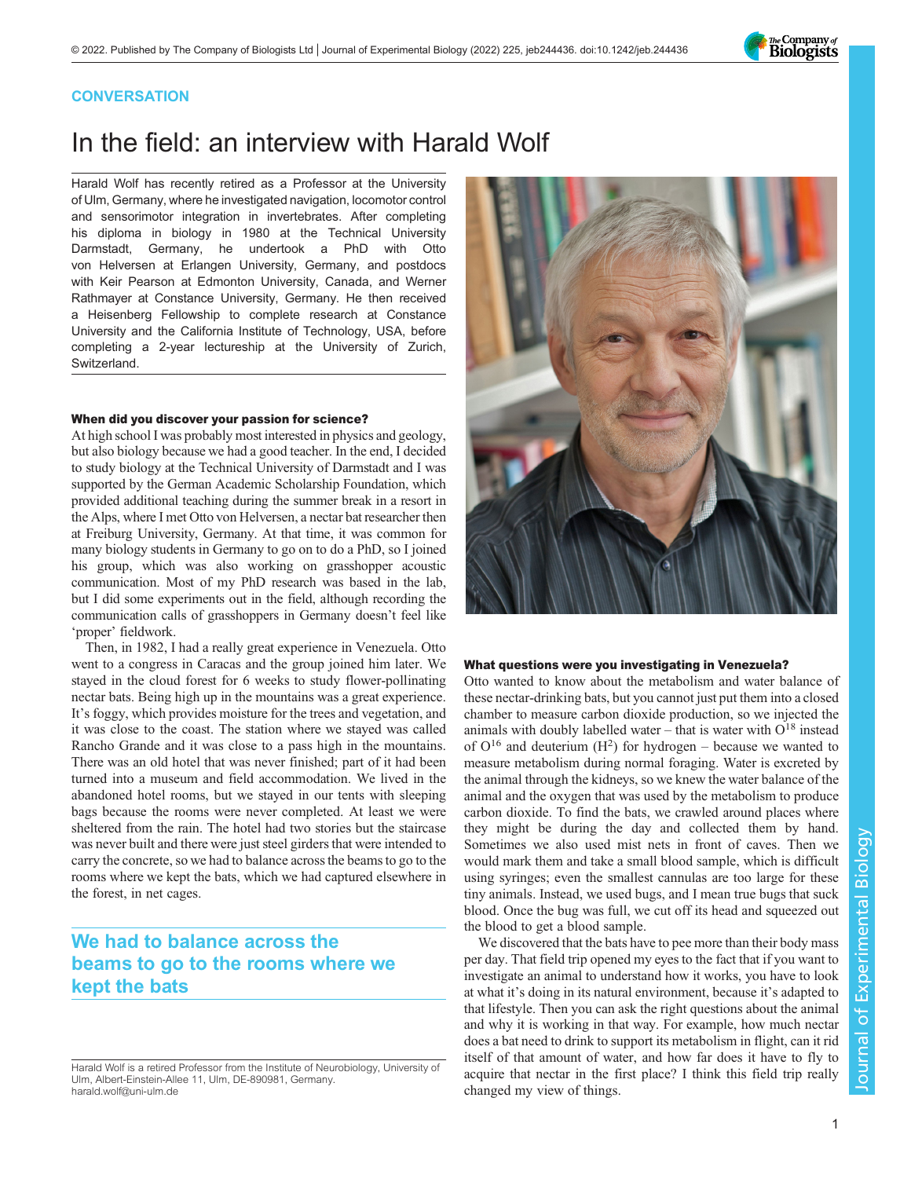CONVERSATION

# In the field: an interview with Harald Wolf

Harald Wolf has recently retired as a Professor at the University of Ulm, Germany, where he investigated navigation, locomotor control and sensorimotor integration in invertebrates. After completing his diploma in biology in 1980 at the Technical University Darmstadt, Germany, he undertook a PhD with Otto von Helversen at Erlangen University, Germany, and postdocs with Keir Pearson at Edmonton University, Canada, and Werner Rathmayer at Constance University, Germany. He then received a Heisenberg Fellowship to complete research at Constance University and the California Institute of Technology, USA, before completing a 2-year lectureship at the University of Zurich, Switzerland.

### When did you discover your passion for science?

At high school I was probably most interested in physics and geology, but also biology because we had a good teacher. In the end, I decided to study biology at the Technical University of Darmstadt and I was supported by the German Academic Scholarship Foundation, which provided additional teaching during the summer break in a resort in the Alps, where I met Otto von Helversen, a nectar bat researcher then at Freiburg University, Germany. At that time, it was common for many biology students in Germany to go on to do a PhD, so I joined his group, which was also working on grasshopper acoustic communication. Most of my PhD research was based in the lab, but I did some experiments out in the field, although recording the communication calls of grasshoppers in Germany doesn't feel like 'proper' fieldwork.

Then, in 1982, I had a really great experience in Venezuela. Otto went to a congress in Caracas and the group joined him later. We stayed in the cloud forest for 6 weeks to study flower-pollinating nectar bats. Being high up in the mountains was a great experience. It's foggy, which provides moisture for the trees and vegetation, and it was close to the coast. The station where we stayed was called Rancho Grande and it was close to a pass high in the mountains. There was an old hotel that was never finished; part of it had been turned into a museum and field accommodation. We lived in the abandoned hotel rooms, but we stayed in our tents with sleeping bags because the rooms were never completed. At least we were sheltered from the rain. The hotel had two stories but the staircase was never built and there were just steel girders that were intended to carry the concrete, so we had to balance across the beams to go to the rooms where we kept the bats, which we had captured elsewhere in the forest, in net cages.

> We had to balance across the beams to go to the rooms where we kept the bats

### What questions were you investigating in Venezuela?

Otto wanted to know about the metabolism and water balance of these nectar-drinking bats, but you cannot just put them into a closed chamber to measure carbon dioxide production, so we injected the animals with doubly labelled water – that is water with $O^{18}$ instead of $O^{16}$ and deuterium ($H^2$) for hydrogen – because we wanted to measure metabolism during normal foraging. Water is excreted by the animal through the kidneys, so we knew the water balance of the animal and the oxygen that was used by the metabolism to produce carbon dioxide. To find the bats, we crawled around places where they might be during the day and collected them by hand. Sometimes we also used mist nets in front of caves. Then we would mark them and take a small blood sample, which is difficult using syringes; even the smallest cannulas are too large for these tiny animals. Instead, we used bugs, and I mean true bugs that suck blood. Once the bug was full, we cut off its head and squeezed out the blood to get a blood sample.

We discovered that the bats have to pee more than their body mass per day. That field trip opened my eyes to the fact that if you want to investigate an animal to understand how it works, you have to look at what it's doing in its natural environment, because it's adapted to that lifestyle. Then you can ask the right questions about the animal and why it is working in that way. For example, how much nectar does a bat need to drink to support its metabolism in flight, can it rid itself of that amount of water, and how far does it have to fly to acquire that nectar in the first place? I think this field trip really changed my view of things.

Harald Wolf is a retired Professor from the Institute of Neurobiology, University of Ulm, Albert-Einstein-Allee 11, Ulm, DE-890981, Germany.
harald.wolf@uni-ulm.de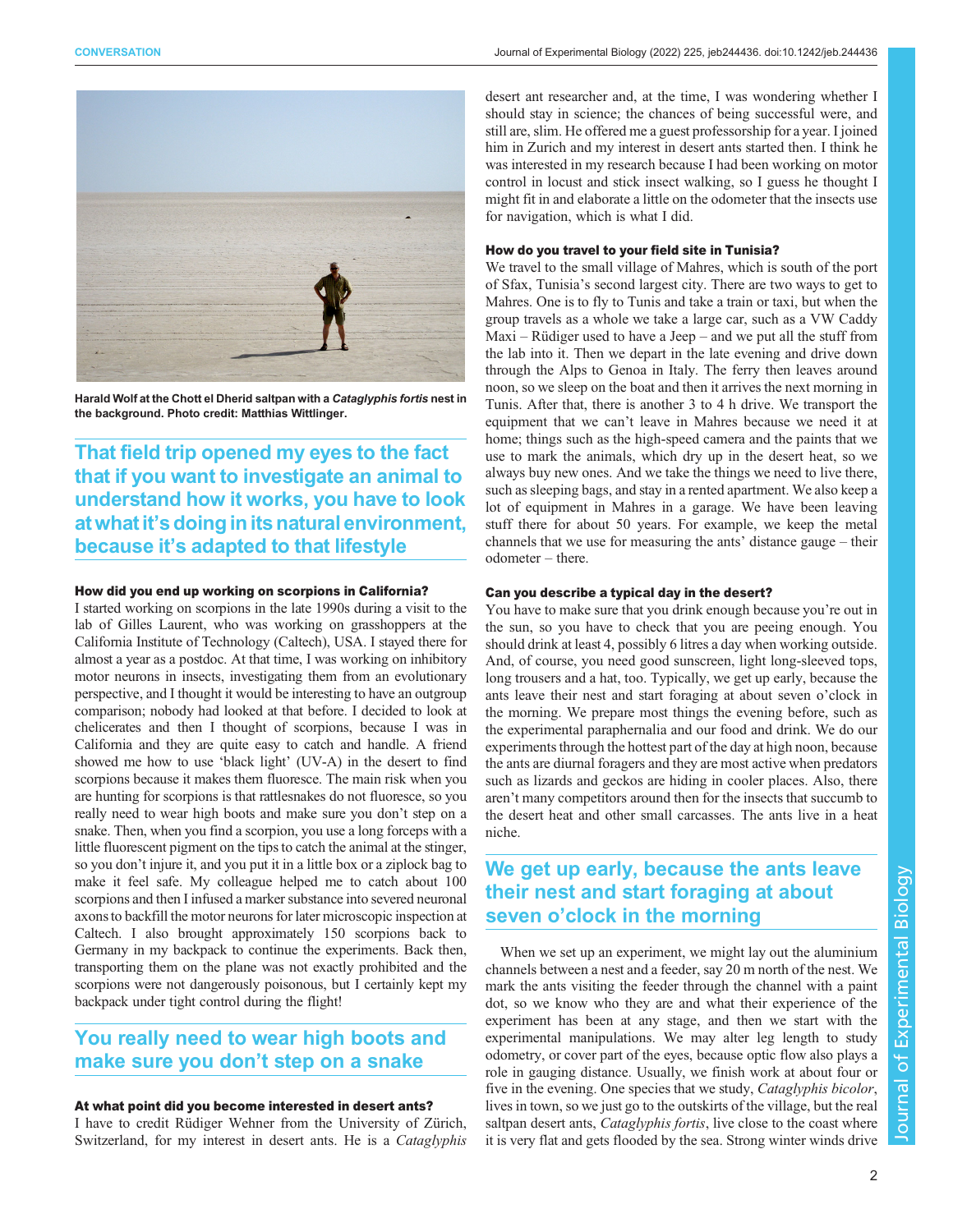Harald Wolf at the Chott el Dherid saltpan with a *Cataglyphis fortis* nest in the background. Photo credit: Matthias Wittlinger.

> That field trip opened my eyes to the fact that if you want to investigate an animal to understand how it works, you have to look at what it's doing in its natural environment, because it's adapted to that lifestyle

#### How did you end up working on scorpions in California?

I started working on scorpions in the late 1990s during a visit to the lab of Gilles Laurent, who was working on grasshoppers at the California Institute of Technology (Caltech), USA. I stayed there for almost a year as a postdoc. At that time, I was working on inhibitory motor neurons in insects, investigating them from an evolutionary perspective, and I thought it would be interesting to have an outgroup comparison; nobody had looked at that before. I decided to look at chelicerates and then I thought of scorpions, because I was in California and they are quite easy to catch and handle. A friend showed me how to use 'black light' (UV-A) in the desert to find scorpions because it makes them fluoresce. The main risk when you are hunting for scorpions is that rattlesnakes do not fluoresce, so you really need to wear high boots and make sure you don't step on a snake. Then, when you find a scorpion, you use a long forceps with a little fluorescent pigment on the tips to catch the animal at the stinger, so you don't injure it, and you put it in a little box or a ziplock bag to make it feel safe. My colleague helped me to catch about 100 scorpions and then I infused a marker substance into severed neuronal axons to backfill the motor neurons for later microscopic inspection at Caltech. I also brought approximately 150 scorpions back to Germany in my backpack to continue the experiments. Back then, transporting them on the plane was not exactly prohibited and the scorpions were not dangerously poisonous, but I certainly kept my backpack under tight control during the flight!

> You really need to wear high boots and make sure you don't step on a snake

#### At what point did you become interested in desert ants?

I have to credit Rüdiger Wehner from the University of Zürich, Switzerland, for my interest in desert ants. He is a *Cataglyphis* desert ant researcher and, at the time, I was wondering whether I should stay in science; the chances of being successful were, and still are, slim. He offered me a guest professorship for a year. I joined him in Zurich and my interest in desert ants started then. I think he was interested in my research because I had been working on motor control in locust and stick insect walking, so I guess he thought I might fit in and elaborate a little on the odometer that the insects use for navigation, which is what I did.

#### How do you travel to your field site in Tunisia?

We travel to the small village of Mahres, which is south of the port of Sfax, Tunisia's second largest city. There are two ways to get to Mahres. One is to fly to Tunis and take a train or taxi, but when the group travels as a whole we take a large car, such as a VW Caddy Maxi – Rüdiger used to have a Jeep – and we put all the stuff from the lab into it. Then we depart in the late evening and drive down through the Alps to Genoa in Italy. The ferry then leaves around noon, so we sleep on the boat and then it arrives the next morning in Tunis. After that, there is another 3 to 4 h drive. We transport the equipment that we can't leave in Mahres because we need it at home; things such as the high-speed camera and the paints that we use to mark the animals, which dry up in the desert heat, so we always buy new ones. And we take the things we need to live there, such as sleeping bags, and stay in a rented apartment. We also keep a lot of equipment in Mahres in a garage. We have been leaving stuff there for about 50 years. For example, we keep the metal channels that we use for measuring the ants' distance gauge – their odometer – there.

#### Can you describe a typical day in the desert?

You have to make sure that you drink enough because you're out in the sun, so you have to check that you are peeing enough. You should drink at least 4, possibly 6 litres a day when working outside. And, of course, you need good sunscreen, light long-sleeved tops, long trousers and a hat, too. Typically, we get up early, because the ants leave their nest and start foraging at about seven o'clock in the morning. We prepare most things the evening before, such as the experimental paraphernalia and our food and drink. We do our experiments through the hottest part of the day at high noon, because the ants are diurnal foragers and they are most active when predators such as lizards and geckos are hiding in cooler places. Also, there aren't many competitors around then for the insects that succumb to the desert heat and other small carcasses. The ants live in a heat niche.

> We get up early, because the ants leave their nest and start foraging at about seven o'clock in the morning

When we set up an experiment, we might lay out the aluminium channels between a nest and a feeder, say 20 m north of the nest. We mark the ants visiting the feeder through the channel with a paint dot, so we know who they are and what their experience of the experiment has been at any stage, and then we start with the experimental manipulations. We may alter leg length to study odometry, or cover part of the eyes, because optic flow also plays a role in gauging distance. Usually, we finish work at about four or five in the evening. One species that we study, *Cataglyphis bicolor*, lives in town, so we just go to the outskirts of the village, but the real saltpan desert ants, *Cataglyphis fortis*, live close to the coast where it is very flat and gets flooded by the sea. Strong winter winds drive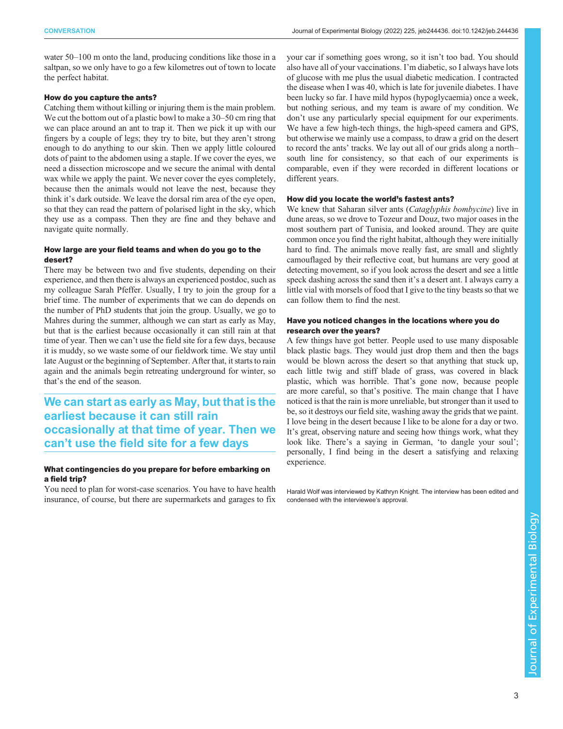water 50–100 m onto the land, producing conditions like those in a saltpan, so we only have to go a few kilometres out of town to locate the perfect habitat.

### How do you capture the ants?

Catching them without killing or injuring them is the main problem. We cut the bottom out of a plastic bowl to make a 30–50 cm ring that we can place around an ant to trap it. Then we pick it up with our fingers by a couple of legs; they try to bite, but they aren't strong enough to do anything to our skin. Then we apply little coloured dots of paint to the abdomen using a staple. If we cover the eyes, we need a dissection microscope and we secure the animal with dental wax while we apply the paint. We never cover the eyes completely, because then the animals would not leave the nest, because they think it's dark outside. We leave the dorsal rim area of the eye open, so that they can read the pattern of polarised light in the sky, which they use as a compass. Then they are fine and they behave and navigate quite normally.

### How large are your field teams and when do you go to the desert?

There may be between two and five students, depending on their experience, and then there is always an experienced postdoc, such as my colleague Sarah Pfeffer. Usually, I try to join the group for a brief time. The number of experiments that we can do depends on the number of PhD students that join the group. Usually, we go to Mahres during the summer, although we can start as early as May, but that is the earliest because occasionally it can still rain at that time of year. Then we can't use the field site for a few days, because it is muddy, so we waste some of our fieldwork time. We stay until late August or the beginning of September. After that, it starts to rain again and the animals begin retreating underground for winter, so that's the end of the season.

> **We can start as early as May, but that is the earliest because it can still rain occasionally at that time of year. Then we can't use the field site for a few days**

### What contingencies do you prepare for before embarking on a field trip?

You need to plan for worst-case scenarios. You have to have health insurance, of course, but there are supermarkets and garages to fix your car if something goes wrong, so it isn't too bad. You should also have all of your vaccinations. I'm diabetic, so I always have lots of glucose with me plus the usual diabetic medication. I contracted the disease when I was 40, which is late for juvenile diabetes. I have been lucky so far. I have mild hypos (hypoglycaemia) once a week, but nothing serious, and my team is aware of my condition. We don't use any particularly special equipment for our experiments. We have a few high-tech things, the high-speed camera and GPS, but otherwise we mainly use a compass, to draw a grid on the desert to record the ants' tracks. We lay out all of our grids along a north–south line for consistency, so that each of our experiments is comparable, even if they were recorded in different locations or different years.

### How did you locate the world's fastest ants?

We knew that Saharan silver ants (*Cataglyphis bombycine*) live in dune areas, so we drove to Tozeur and Douz, two major oases in the most southern part of Tunisia, and looked around. They are quite common once you find the right habitat, although they were initially hard to find. The animals move really fast, are small and slightly camouflaged by their reflective coat, but humans are very good at detecting movement, so if you look across the desert and see a little speck dashing across the sand then it's a desert ant. I always carry a little vial with morsels of food that I give to the tiny beasts so that we can follow them to find the nest.

### Have you noticed changes in the locations where you do research over the years?

A few things have got better. People used to use many disposable black plastic bags. They would just drop them and then the bags would be blown across the desert so that anything that stuck up, each little twig and stiff blade of grass, was covered in black plastic, which was horrible. That's gone now, because people are more careful, so that's positive. The main change that I have noticed is that the rain is more unreliable, but stronger than it used to be, so it destroys our field site, washing away the grids that we paint. I love being in the desert because I like to be alone for a day or two. It's great, observing nature and seeing how things work, what they look like. There's a saying in German, 'to dangle your soul'; personally, I find being in the desert a satisfying and relaxing experience.

Harald Wolf was interviewed by Kathryn Knight. The interview has been edited and condensed with the interviewee's approval.